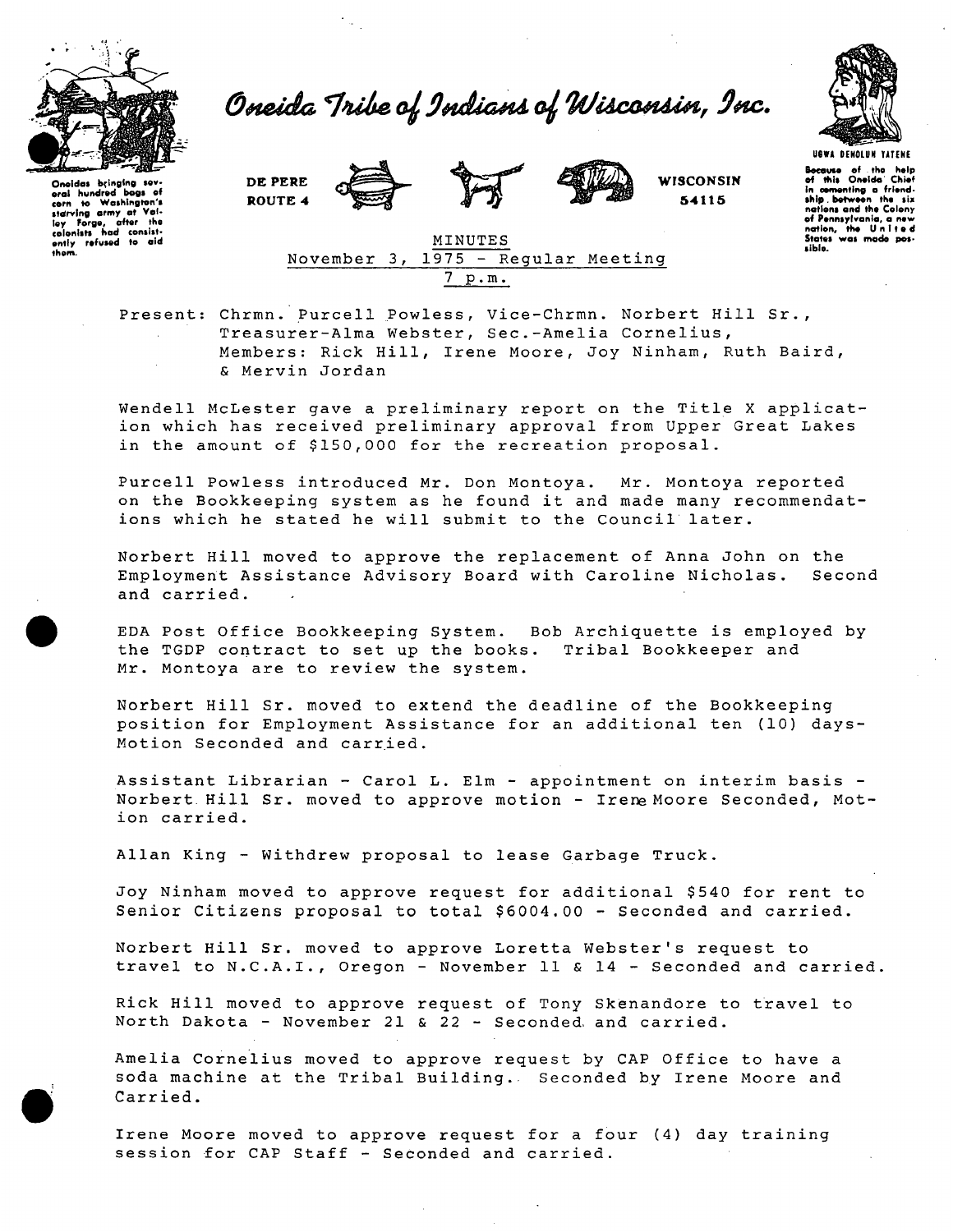# Oneida Tribe of Indians of Wisconsin, Inc.

Oneidas bringing several hundred bags of corn to Washington's starving army at Valley Forge, after the colonists had consistently refused to aid them.

DE PERE
ROUTE 4

WISCONSIN
54115

UGWA DEHOLUH YATEHE

Because of the help of this Oneida Chief in cementing a friendship between the six nations and the Colony of Pennsylvania, a new nation, the United States was made possible.

## MINUTES
November 3, 1975 - Regular Meeting
7 p.m.

Present: Chrmn. Purcell Powless, Vice-Chrmn. Norbert Hill Sr., Treasurer-Alma Webster, Sec.-Amelia Cornelius, Members: Rick Hill, Irene Moore, Joy Ninham, Ruth Baird, & Mervin Jordan

Wendell McLester gave a preliminary report on the Title X application which has received preliminary approval from Upper Great Lakes in the amount of $150,000 for the recreation proposal.

Purcell Powless introduced Mr. Don Montoya. Mr. Montoya reported on the Bookkeeping system as he found it and made many recommendations which he stated he will submit to the Council later.

Norbert Hill moved to approve the replacement of Anna John on the Employment Assistance Advisory Board with Caroline Nicholas. Second and carried.

EDA Post Office Bookkeeping System. Bob Archiquette is employed by the TGDP contract to set up the books. Tribal Bookkeeper and Mr. Montoya are to review the system.

Norbert Hill Sr. moved to extend the deadline of the Bookkeeping position for Employment Assistance for an additional ten (10) days- Motion Seconded and carried.

Assistant Librarian - Carol L. Elm - appointment on interim basis - Norbert Hill Sr. moved to approve motion - Irene Moore Seconded, Motion carried.

Allan King - Withdrew proposal to lease Garbage Truck.

Joy Ninham moved to approve request for additional $540 for rent to Senior Citizens proposal to total $6004.00 - Seconded and carried.

Norbert Hill Sr. moved to approve Loretta Webster's request to travel to N.C.A.I., Oregon - November 11 & 14 - Seconded and carried.

Rick Hill moved to approve request of Tony Skenandore to travel to North Dakota - November 21 & 22 - Seconded and carried.

Amelia Cornelius moved to approve request by CAP Office to have a soda machine at the Tribal Building. Seconded by Irene Moore and Carried.

Irene Moore moved to approve request for a four (4) day training session for CAP Staff - Seconded and carried.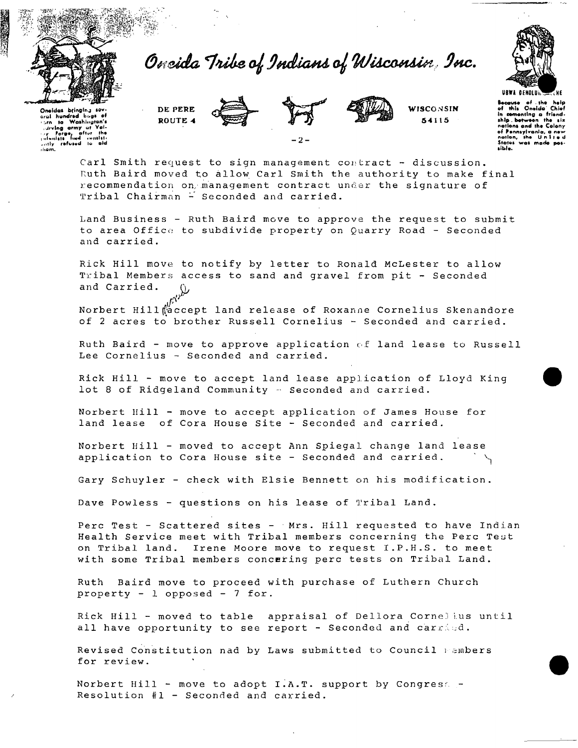# Oneida Tribe of Indians of Wisconsin, Inc.

Oneidas bringing several hundred bags of corn to Washington's starving army at Valley Forge, after the colonists had consistently refused to aid them.

DE PERE ROUTE 4 — WISCONSIN 54115

UGWA DEHOLU... — Because of the help of this Oneida Chief in cementing a friendship between the six nations and the Colony of Pennsylvania, a new nation, the United States was made possible.

Carl Smith request to sign management contract - discussion. Ruth Baird moved to allow Carl Smith the authority to make final recommendation on management contract under the signature of Tribal Chairman - Seconded and carried.

Land Business - Ruth Baird move to approve the request to submit to area Office to subdivide property on Quarry Road - Seconded and carried.

Rick Hill move to notify by letter to Ronald McLester to allow Tribal Members access to sand and gravel from pit - Seconded and Carried.

Norbert Hill accept land release of Roxanne Cornelius Skenandore of 2 acres to brother Russell Cornelius - Seconded and carried.

Ruth Baird - move to approve application of land lease to Russell Lee Cornelius - Seconded and carried.

Rick Hill - move to accept land lease application of Lloyd King lot 8 of Ridgeland Community - Seconded and carried.

Norbert Hill - move to accept application of James House for land lease of Cora House Site - Seconded and carried.

Norbert Hill - moved to accept Ann Spiegal change land lease application to Cora House site - Seconded and carried.

Gary Schuyler - check with Elsie Bennett on his modification.

Dave Powless - questions on his lease of Tribal Land.

Perc Test - Scattered sites - Mrs. Hill requested to have Indian Health Service meet with Tribal members concerning the Perc Test on Tribal land. Irene Moore move to request I.P.H.S. to meet with some Tribal members concering perc tests on Tribal Land.

Ruth Baird move to proceed with purchase of Luthern Church property - 1 opposed - 7 for.

Rick Hill - moved to table appraisal of Dellora Cornelius until all have opportunity to see report - Seconded and carried.

Revised Constitution nad by Laws submitted to Council members for review.

Norbert Hill - move to adopt I.A.T. support by Congress - Resolution #1 - Seconded and carried.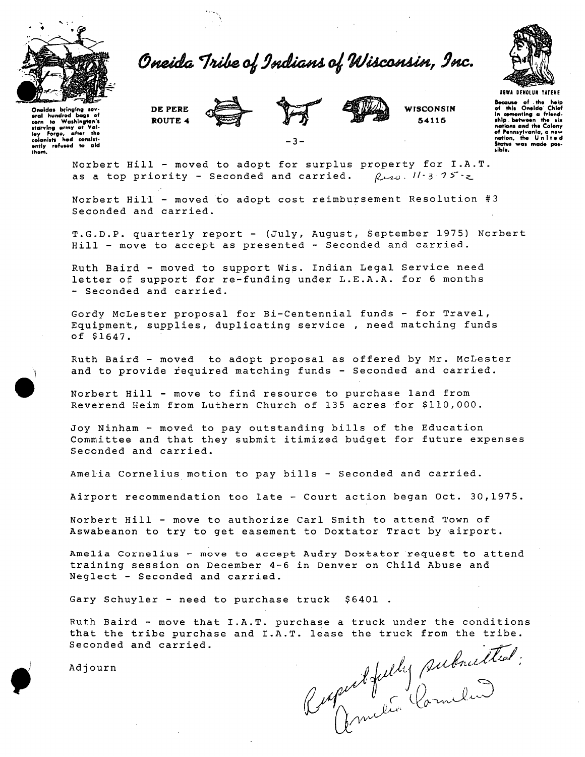# Oneida Tribe of Indians of Wisconsin, Inc.

Oneidas bringing several hundred bags of corn to Washington's starving army at Valley Forge, after the colonists had consistently refused to aid them.

DE PERE
ROUTE 4

WISCONSIN
54115

UGWA DEHOLUN YATENE

Because of the help of this Oneida Chief in cementing a friendship between the six nations and the Colony of Pennsylvania, a new nation, the United States was made possible.

Norbert Hill - moved to adopt for surplus property for I.A.T. as a top priority - Seconded and carried. Reso. 11-3-75-2

Norbert Hill - moved to adopt cost reimbursement Resolution #3 Seconded and carried.

T.G.D.P. quarterly report - (July, August, September 1975) Norbert Hill - move to accept as presented - Seconded and carried.

Ruth Baird - moved to support Wis. Indian Legal Service need letter of support for re-funding under L.E.A.A. for 6 months - Seconded and carried.

Gordy McLester proposal for Bi-Centennial funds - for Travel, Equipment, supplies, duplicating service , need matching funds of $1647.

Ruth Baird - moved to adopt proposal as offered by Mr. McLester and to provide required matching funds - Seconded and carried.

Norbert Hill - move to find resource to purchase land from Reverend Heim from Luthern Church of 135 acres for $110,000.

Joy Ninham - moved to pay outstanding bills of the Education Committee and that they submit itimized budget for future expenses Seconded and carried.

Amelia Cornelius motion to pay bills - Seconded and carried.

Airport recommendation too late - Court action began Oct. 30,1975.

Norbert Hill - move to authorize Carl Smith to attend Town of Aswabeanon to try to get easement to Doxtator Tract by airport.

Amelia Cornelius - move to accept Audry Doxtator request to attend training session on December 4-6 in Denver on Child Abuse and Neglect - Seconded and carried.

Gary Schuyler - need to purchase truck $6401 .

Ruth Baird - move that I.A.T. purchase a truck under the conditions that the tribe purchase and I.A.T. lease the truck from the tribe. Seconded and carried.

Adjourn

Respectfully submitted;
Amelia Cornelius